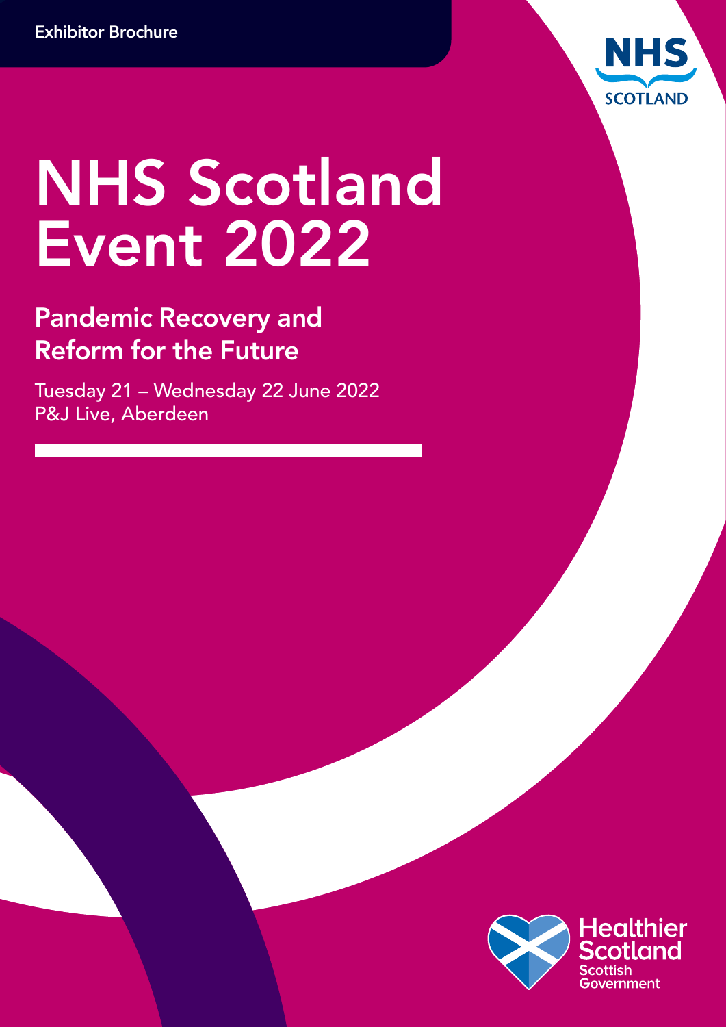Exhibitor Brochure

NHS SCOTLAND

# NHS Scotland Event 2022

## Pandemic Recovery and Reform for the Future

Tuesday 21 – Wednesday 22 June 2022
P&J Live, Aberdeen

Healthier Scotland
Scottish Government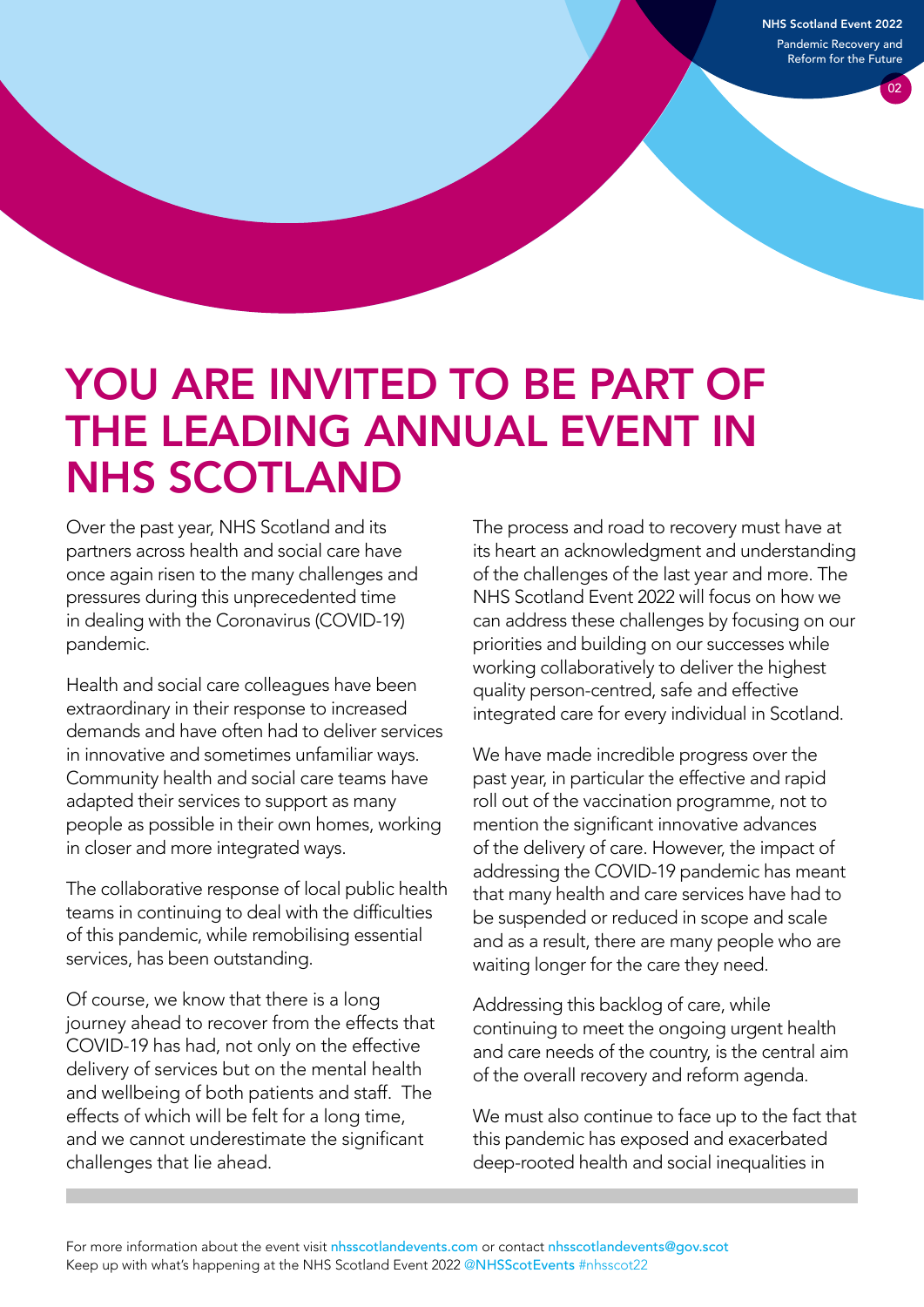# YOU ARE INVITED TO BE PART OF THE LEADING ANNUAL EVENT IN NHS SCOTLAND

Over the past year, NHS Scotland and its partners across health and social care have once again risen to the many challenges and pressures during this unprecedented time in dealing with the Coronavirus (COVID-19) pandemic.

Health and social care colleagues have been extraordinary in their response to increased demands and have often had to deliver services in innovative and sometimes unfamiliar ways. Community health and social care teams have adapted their services to support as many people as possible in their own homes, working in closer and more integrated ways.

The collaborative response of local public health teams in continuing to deal with the difficulties of this pandemic, while remobilising essential services, has been outstanding.

Of course, we know that there is a long journey ahead to recover from the effects that COVID-19 has had, not only on the effective delivery of services but on the mental health and wellbeing of both patients and staff. The effects of which will be felt for a long time, and we cannot underestimate the significant challenges that lie ahead.

The process and road to recovery must have at its heart an acknowledgment and understanding of the challenges of the last year and more. The NHS Scotland Event 2022 will focus on how we can address these challenges by focusing on our priorities and building on our successes while working collaboratively to deliver the highest quality person-centred, safe and effective integrated care for every individual in Scotland.

We have made incredible progress over the past year, in particular the effective and rapid roll out of the vaccination programme, not to mention the significant innovative advances of the delivery of care. However, the impact of addressing the COVID-19 pandemic has meant that many health and care services have had to be suspended or reduced in scope and scale and as a result, there are many people who are waiting longer for the care they need.

Addressing this backlog of care, while continuing to meet the ongoing urgent health and care needs of the country, is the central aim of the overall recovery and reform agenda.

We must also continue to face up to the fact that this pandemic has exposed and exacerbated deep-rooted health and social inequalities in

For more information about the event visit nhsscotlandevents.com or contact nhsscotlandevents@gov.scot
Keep up with what's happening at the NHS Scotland Event 2022 @NHSScotEvents #nhsscot22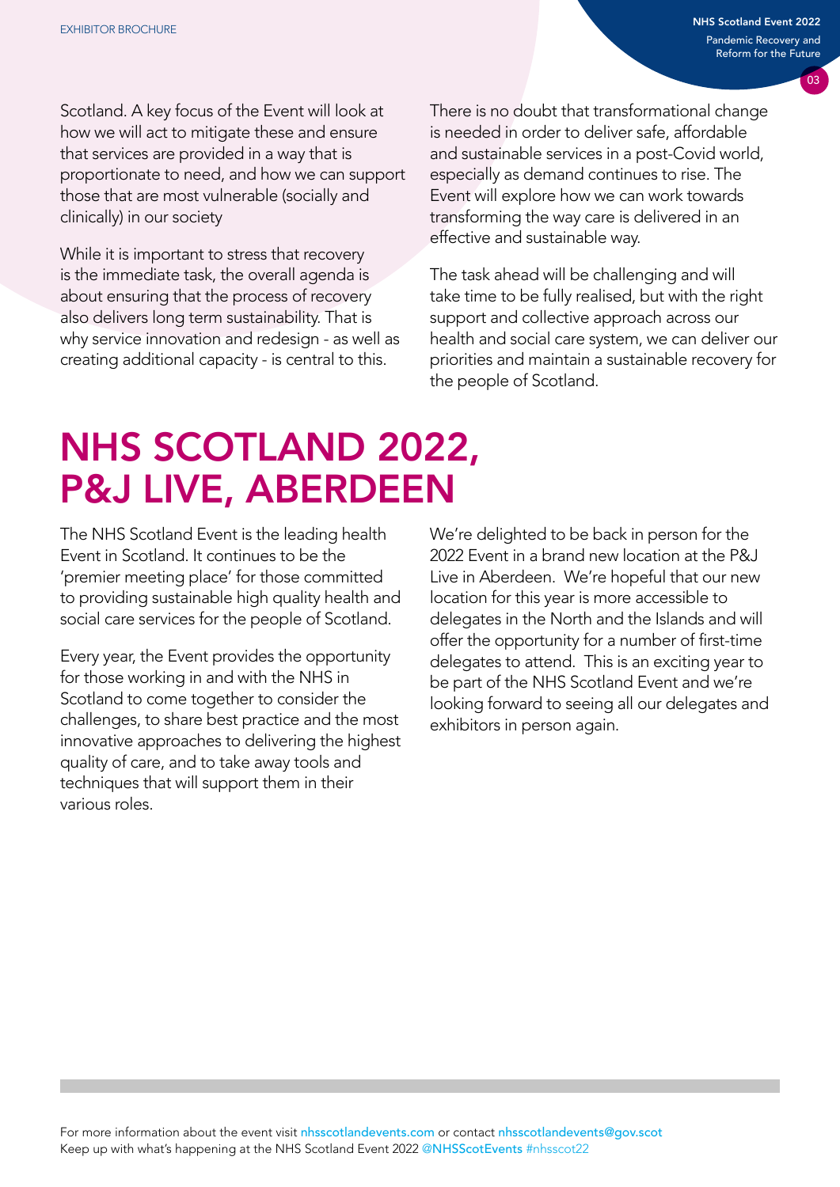Scotland. A key focus of the Event will look at how we will act to mitigate these and ensure that services are provided in a way that is proportionate to need, and how we can support those that are most vulnerable (socially and clinically) in our society

While it is important to stress that recovery is the immediate task, the overall agenda is about ensuring that the process of recovery also delivers long term sustainability. That is why service innovation and redesign - as well as creating additional capacity - is central to this.

There is no doubt that transformational change is needed in order to deliver safe, affordable and sustainable services in a post-Covid world, especially as demand continues to rise. The Event will explore how we can work towards transforming the way care is delivered in an effective and sustainable way.

The task ahead will be challenging and will take time to be fully realised, but with the right support and collective approach across our health and social care system, we can deliver our priorities and maintain a sustainable recovery for the people of Scotland.

# NHS SCOTLAND 2022, P&J LIVE, ABERDEEN

The NHS Scotland Event is the leading health Event in Scotland. It continues to be the 'premier meeting place' for those committed to providing sustainable high quality health and social care services for the people of Scotland.

Every year, the Event provides the opportunity for those working in and with the NHS in Scotland to come together to consider the challenges, to share best practice and the most innovative approaches to delivering the highest quality of care, and to take away tools and techniques that will support them in their various roles.

We're delighted to be back in person for the 2022 Event in a brand new location at the P&J Live in Aberdeen. We're hopeful that our new location for this year is more accessible to delegates in the North and the Islands and will offer the opportunity for a number of first-time delegates to attend. This is an exciting year to be part of the NHS Scotland Event and we're looking forward to seeing all our delegates and exhibitors in person again.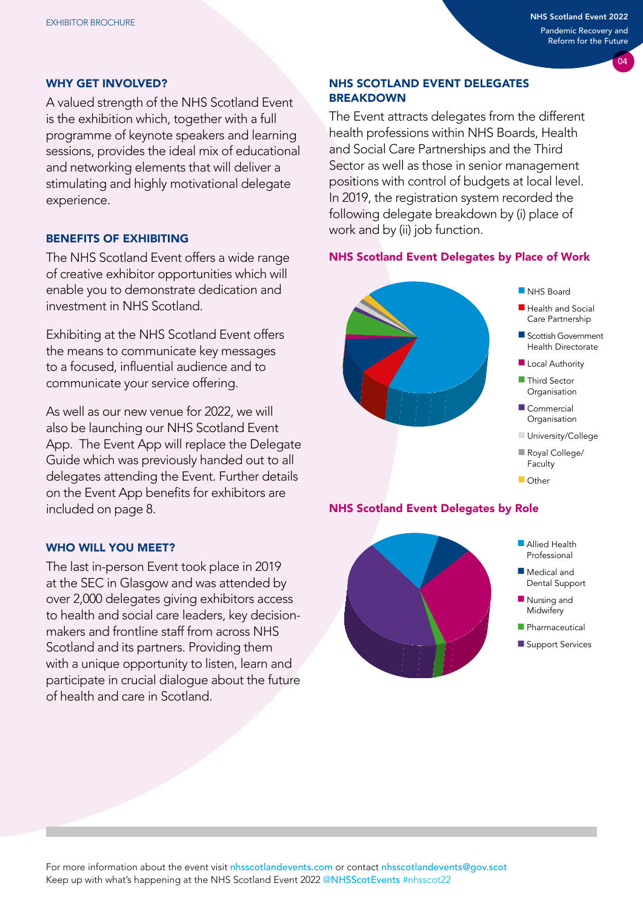## WHY GET INVOLVED?

A valued strength of the NHS Scotland Event is the exhibition which, together with a full programme of keynote speakers and learning sessions, provides the ideal mix of educational and networking elements that will deliver a stimulating and highly motivational delegate experience.

## BENEFITS OF EXHIBITING

The NHS Scotland Event offers a wide range of creative exhibitor opportunities which will enable you to demonstrate dedication and investment in NHS Scotland.

Exhibiting at the NHS Scotland Event offers the means to communicate key messages to a focused, influential audience and to communicate your service offering.

As well as our new venue for 2022, we will also be launching our NHS Scotland Event App. The Event App will replace the Delegate Guide which was previously handed out to all delegates attending the Event. Further details on the Event App benefits for exhibitors are included on page 8.

## WHO WILL YOU MEET?

The last in-person Event took place in 2019 at the SEC in Glasgow and was attended by over 2,000 delegates giving exhibitors access to health and social care leaders, key decision-makers and frontline staff from across NHS Scotland and its partners. Providing them with a unique opportunity to listen, learn and participate in crucial dialogue about the future of health and care in Scotland.

## NHS SCOTLAND EVENT DELEGATES BREAKDOWN

The Event attracts delegates from the different health professions within NHS Boards, Health and Social Care Partnerships and the Third Sector as well as those in senior management positions with control of budgets at local level. In 2019, the registration system recorded the following delegate breakdown by (i) place of work and by (ii) job function.

### NHS Scotland Event Delegates by Place of Work

- NHS Board
- Health and Social Care Partnership
- Scottish Government Health Directorate
- Local Authority
- Third Sector Organisation
- Commercial Organisation
- University/College
- Royal College/ Faculty
- Other

### NHS Scotland Event Delegates by Role

- Allied Health Professional
- Medical and Dental Support
- Nursing and Midwifery
- Pharmaceutical
- Support Services

For more information about the event visit nhsscotlandevents.com or contact nhsscotlandevents@gov.scot
Keep up with what's happening at the NHS Scotland Event 2022 @NHSScotEvents #nhsscot22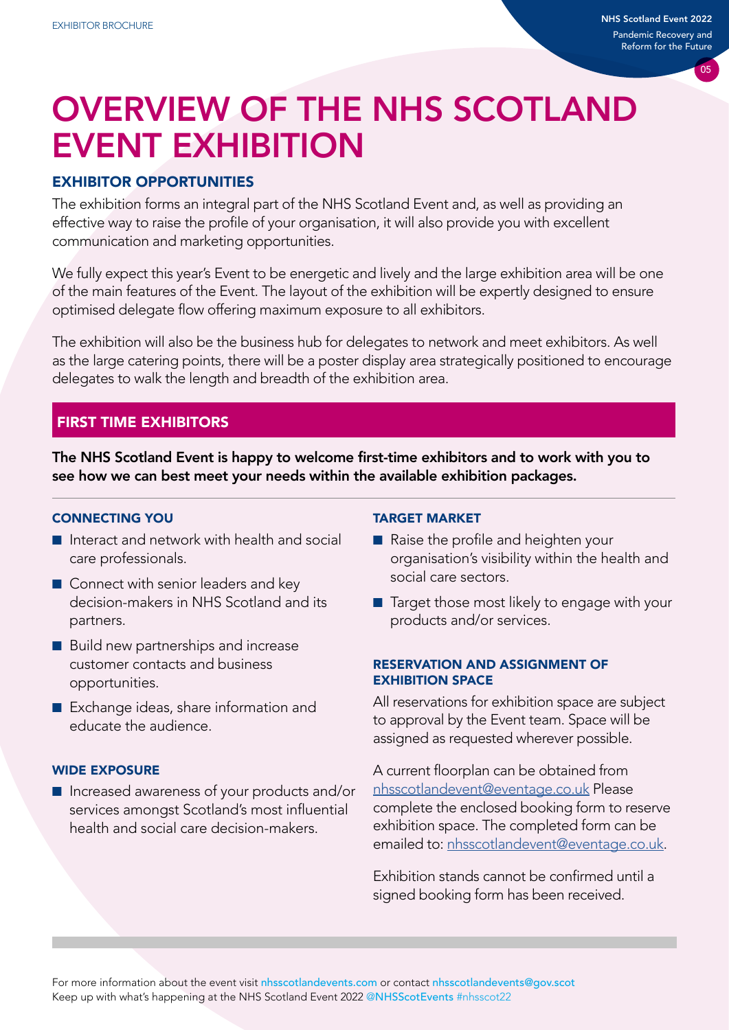# OVERVIEW OF THE NHS SCOTLAND EVENT EXHIBITION

## EXHIBITOR OPPORTUNITIES

The exhibition forms an integral part of the NHS Scotland Event and, as well as providing an effective way to raise the profile of your organisation, it will also provide you with excellent communication and marketing opportunities.

We fully expect this year's Event to be energetic and lively and the large exhibition area will be one of the main features of the Event. The layout of the exhibition will be expertly designed to ensure optimised delegate flow offering maximum exposure to all exhibitors.

The exhibition will also be the business hub for delegates to network and meet exhibitors. As well as the large catering points, there will be a poster display area strategically positioned to encourage delegates to walk the length and breadth of the exhibition area.

## FIRST TIME EXHIBITORS

**The NHS Scotland Event is happy to welcome first-time exhibitors and to work with you to see how we can best meet your needs within the available exhibition packages.**

### CONNECTING YOU

- Interact and network with health and social care professionals.
- Connect with senior leaders and key decision-makers in NHS Scotland and its partners.
- Build new partnerships and increase customer contacts and business opportunities.
- Exchange ideas, share information and educate the audience.

### WIDE EXPOSURE

- Increased awareness of your products and/or services amongst Scotland's most influential health and social care decision-makers.

### TARGET MARKET

- Raise the profile and heighten your organisation's visibility within the health and social care sectors.
- Target those most likely to engage with your products and/or services.

### RESERVATION AND ASSIGNMENT OF EXHIBITION SPACE

All reservations for exhibition space are subject to approval by the Event team. Space will be assigned as requested wherever possible.

A current floorplan can be obtained from nhsscotlandevent@eventage.co.uk Please complete the enclosed booking form to reserve exhibition space. The completed form can be emailed to: nhsscotlandevent@eventage.co.uk.

Exhibition stands cannot be confirmed until a signed booking form has been received.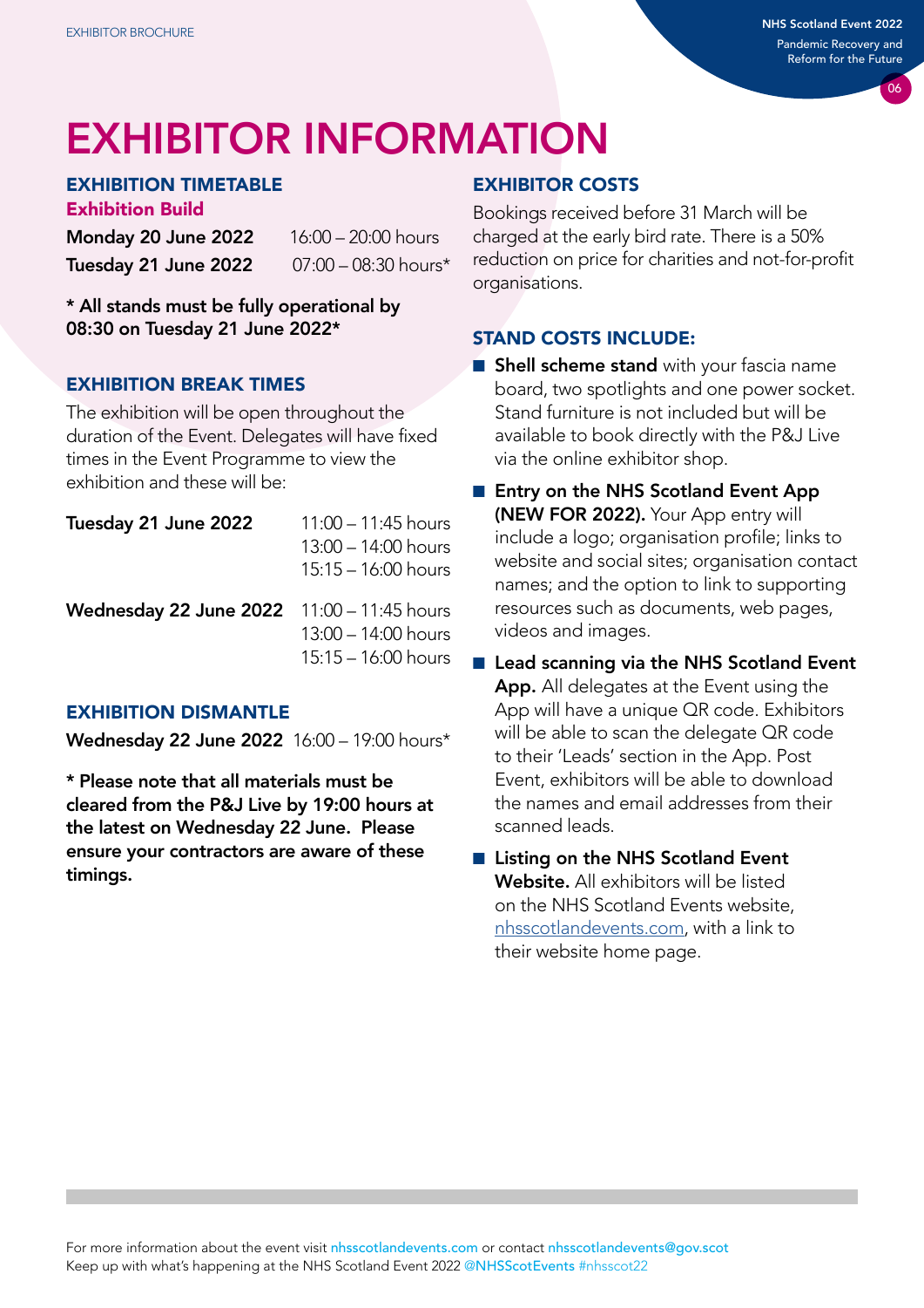# EXHIBITOR INFORMATION

## EXHIBITION TIMETABLE

### Exhibition Build

**Monday 20 June 2022** 16:00 – 20:00 hours

**Tuesday 21 June 2022** 07:00 – 08:30 hours*

**\* All stands must be fully operational by 08:30 on Tuesday 21 June 2022\***

## EXHIBITION BREAK TIMES

The exhibition will be open throughout the duration of the Event. Delegates will have fixed times in the Event Programme to view the exhibition and these will be:

**Tuesday 21 June 2022**
11:00 – 11:45 hours
13:00 – 14:00 hours
15:15 – 16:00 hours

**Wednesday 22 June 2022**
11:00 – 11:45 hours
13:00 – 14:00 hours
15:15 – 16:00 hours

## EXHIBITION DISMANTLE

**Wednesday 22 June 2022** 16:00 – 19:00 hours*

**\* Please note that all materials must be cleared from the P&J Live by 19:00 hours at the latest on Wednesday 22 June. Please ensure your contractors are aware of these timings.**

## EXHIBITOR COSTS

Bookings received before 31 March will be charged at the early bird rate. There is a 50% reduction on price for charities and not-for-profit organisations.

## STAND COSTS INCLUDE:

- **Shell scheme stand** with your fascia name board, two spotlights and one power socket. Stand furniture is not included but will be available to book directly with the P&J Live via the online exhibitor shop.
- **Entry on the NHS Scotland Event App (NEW FOR 2022).** Your App entry will include a logo; organisation profile; links to website and social sites; organisation contact names; and the option to link to supporting resources such as documents, web pages, videos and images.
- **Lead scanning via the NHS Scotland Event App.** All delegates at the Event using the App will have a unique QR code. Exhibitors will be able to scan the delegate QR code to their 'Leads' section in the App. Post Event, exhibitors will be able to download the names and email addresses from their scanned leads.
- **Listing on the NHS Scotland Event Website.** All exhibitors will be listed on the NHS Scotland Events website, nhsscotlandevents.com, with a link to their website home page.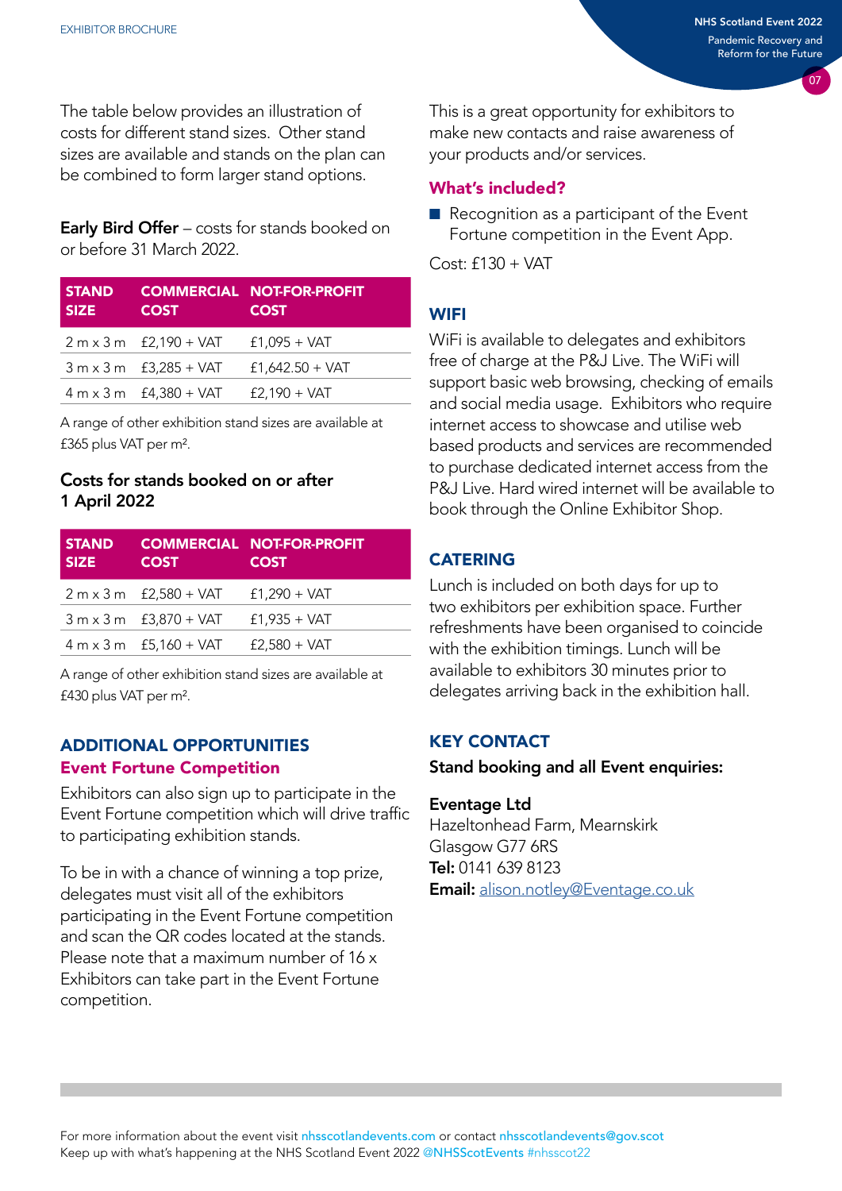The table below provides an illustration of costs for different stand sizes. Other stand sizes are available and stands on the plan can be combined to form larger stand options.

**Early Bird Offer** – costs for stands booked on or before 31 March 2022.

| STAND SIZE | COMMERCIAL COST | NOT-FOR-PROFIT COST |
|---|---|---|
| 2 m x 3 m | £2,190 + VAT | £1,095 + VAT |
| 3 m x 3 m | £3,285 + VAT | £1,642.50 + VAT |
| 4 m x 3 m | £4,380 + VAT | £2,190 + VAT |

A range of other exhibition stand sizes are available at £365 plus VAT per $m^2$.

**Costs for stands booked on or after 1 April 2022**

| STAND SIZE | COMMERCIAL COST | NOT-FOR-PROFIT COST |
|---|---|---|
| 2 m x 3 m | £2,580 + VAT | £1,290 + VAT |
| 3 m x 3 m | £3,870 + VAT | £1,935 + VAT |
| 4 m x 3 m | £5,160 + VAT | £2,580 + VAT |

A range of other exhibition stand sizes are available at £430 plus VAT per $m^2$.

## ADDITIONAL OPPORTUNITIES

### Event Fortune Competition

Exhibitors can also sign up to participate in the Event Fortune competition which will drive traffic to participating exhibition stands.

To be in with a chance of winning a top prize, delegates must visit all of the exhibitors participating in the Event Fortune competition and scan the QR codes located at the stands. Please note that a maximum number of 16 x Exhibitors can take part in the Event Fortune competition.

This is a great opportunity for exhibitors to make new contacts and raise awareness of your products and/or services.

### What's included?

- Recognition as a participant of the Event Fortune competition in the Event App.

Cost: £130 + VAT

## WIFI

WiFi is available to delegates and exhibitors free of charge at the P&J Live. The WiFi will support basic web browsing, checking of emails and social media usage. Exhibitors who require internet access to showcase and utilise web based products and services are recommended to purchase dedicated internet access from the P&J Live. Hard wired internet will be available to book through the Online Exhibitor Shop.

## CATERING

Lunch is included on both days for up to two exhibitors per exhibition space. Further refreshments have been organised to coincide with the exhibition timings. Lunch will be available to exhibitors 30 minutes prior to delegates arriving back in the exhibition hall.

## KEY CONTACT

**Stand booking and all Event enquiries:**

**Eventage Ltd**
Hazeltonhead Farm, Mearnskirk
Glasgow G77 6RS
**Tel:** 0141 639 8123
**Email:** alison.notley@Eventage.co.uk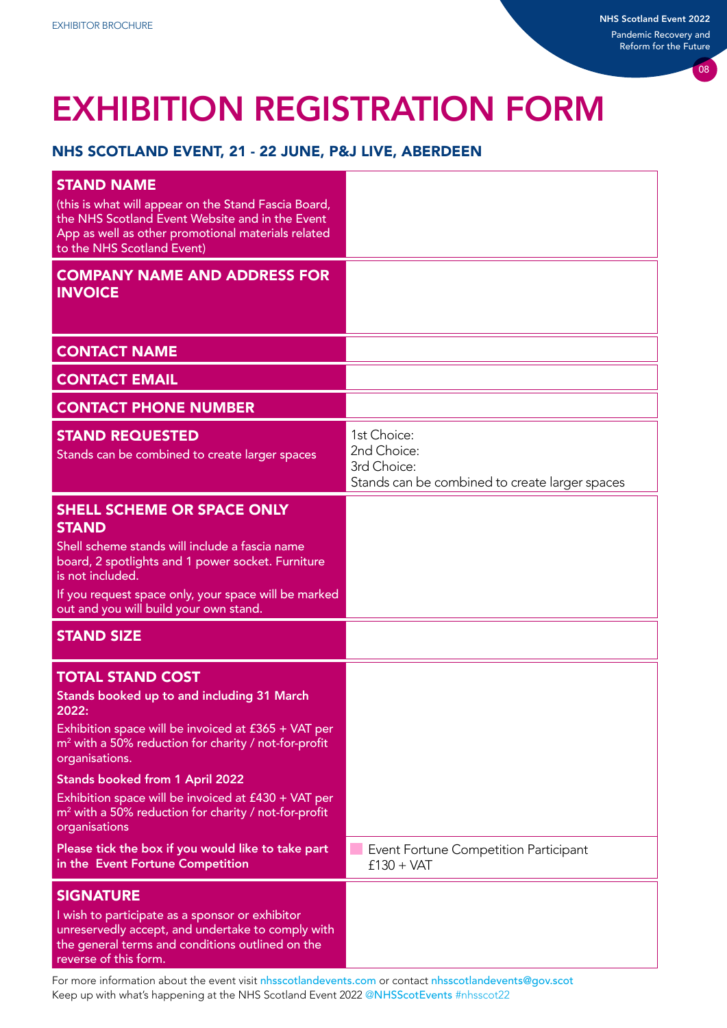# EXHIBITION REGISTRATION FORM

## NHS SCOTLAND EVENT, 21 - 22 JUNE, P&J LIVE, ABERDEEN

| Field | Entry |
| --- | --- |
| **STAND NAME**<br>(this is what will appear on the Stand Fascia Board, the NHS Scotland Event Website and in the Event App as well as other promotional materials related to the NHS Scotland Event) | |
| **COMPANY NAME AND ADDRESS FOR INVOICE** | |
| **CONTACT NAME** | |
| **CONTACT EMAIL** | |
| **CONTACT PHONE NUMBER** | |
| **STAND REQUESTED**<br>Stands can be combined to create larger spaces | 1st Choice:<br>2nd Choice:<br>3rd Choice:<br>Stands can be combined to create larger spaces |
| **SHELL SCHEME OR SPACE ONLY STAND**<br>Shell scheme stands will include a fascia name board, 2 spotlights and 1 power socket. Furniture is not included.<br>If you request space only, your space will be marked out and you will build your own stand. | |
| **STAND SIZE** | |
| **TOTAL STAND COST**<br>**Stands booked up to and including 31 March 2022:**<br>Exhibition space will be invoiced at £365 + VAT per $m^2$ with a 50% reduction for charity / not-for-profit organisations.<br>**Stands booked from 1 April 2022**<br>Exhibition space will be invoiced at £430 + VAT per $m^2$ with a 50% reduction for charity / not-for-profit organisations | |
| **Please tick the box if you would like to take part in the Event Fortune Competition** | ☐ Event Fortune Competition Participant £130 + VAT |
| **SIGNATURE**<br>I wish to participate as a sponsor or exhibitor unreservedly accept, and undertake to comply with the general terms and conditions outlined on the reverse of this form. | |

For more information about the event visit nhsscotlandevents.com or contact nhsscotlandevents@gov.scot

Keep up with what's happening at the NHS Scotland Event 2022 @NHSScotEvents #nhsscot22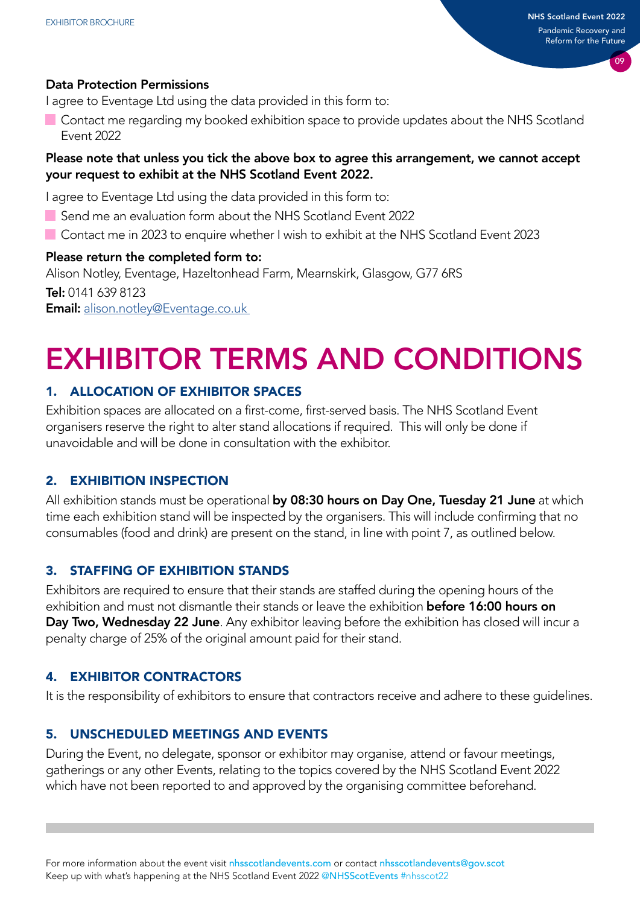**Data Protection Permissions**

I agree to Eventage Ltd using the data provided in this form to:

- Contact me regarding my booked exhibition space to provide updates about the NHS Scotland Event 2022

**Please note that unless you tick the above box to agree this arrangement, we cannot accept your request to exhibit at the NHS Scotland Event 2022.**

I agree to Eventage Ltd using the data provided in this form to:

- Send me an evaluation form about the NHS Scotland Event 2022
- Contact me in 2023 to enquire whether I wish to exhibit at the NHS Scotland Event 2023

**Please return the completed form to:**

Alison Notley, Eventage, Hazeltonhead Farm, Mearnskirk, Glasgow, G77 6RS

**Tel:** 0141 639 8123

**Email:** alison.notley@Eventage.co.uk

# EXHIBITOR TERMS AND CONDITIONS

## 1. ALLOCATION OF EXHIBITOR SPACES

Exhibition spaces are allocated on a first-come, first-served basis. The NHS Scotland Event organisers reserve the right to alter stand allocations if required. This will only be done if unavoidable and will be done in consultation with the exhibitor.

## 2. EXHIBITION INSPECTION

All exhibition stands must be operational **by 08:30 hours on Day One, Tuesday 21 June** at which time each exhibition stand will be inspected by the organisers. This will include confirming that no consumables (food and drink) are present on the stand, in line with point 7, as outlined below.

## 3. STAFFING OF EXHIBITION STANDS

Exhibitors are required to ensure that their stands are staffed during the opening hours of the exhibition and must not dismantle their stands or leave the exhibition **before 16:00 hours on Day Two, Wednesday 22 June**. Any exhibitor leaving before the exhibition has closed will incur a penalty charge of 25% of the original amount paid for their stand.

## 4. EXHIBITOR CONTRACTORS

It is the responsibility of exhibitors to ensure that contractors receive and adhere to these guidelines.

## 5. UNSCHEDULED MEETINGS AND EVENTS

During the Event, no delegate, sponsor or exhibitor may organise, attend or favour meetings, gatherings or any other Events, relating to the topics covered by the NHS Scotland Event 2022 which have not been reported to and approved by the organising committee beforehand.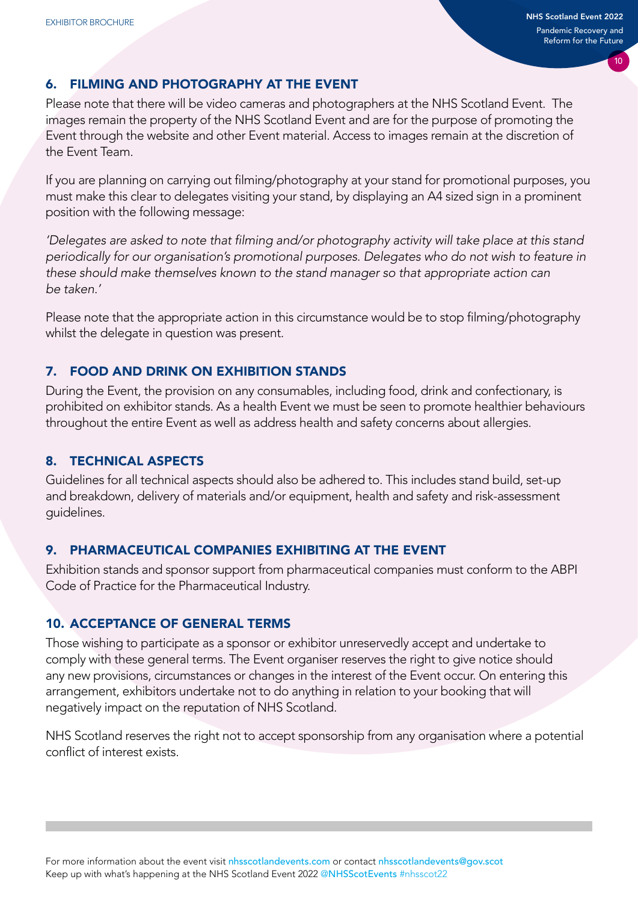## 6. FILMING AND PHOTOGRAPHY AT THE EVENT

Please note that there will be video cameras and photographers at the NHS Scotland Event. The images remain the property of the NHS Scotland Event and are for the purpose of promoting the Event through the website and other Event material. Access to images remain at the discretion of the Event Team.

If you are planning on carrying out filming/photography at your stand for promotional purposes, you must make this clear to delegates visiting your stand, by displaying an A4 sized sign in a prominent position with the following message:

*'Delegates are asked to note that filming and/or photography activity will take place at this stand periodically for our organisation's promotional purposes. Delegates who do not wish to feature in these should make themselves known to the stand manager so that appropriate action can be taken.'*

Please note that the appropriate action in this circumstance would be to stop filming/photography whilst the delegate in question was present.

## 7. FOOD AND DRINK ON EXHIBITION STANDS

During the Event, the provision on any consumables, including food, drink and confectionary, is prohibited on exhibitor stands. As a health Event we must be seen to promote healthier behaviours throughout the entire Event as well as address health and safety concerns about allergies.

## 8. TECHNICAL ASPECTS

Guidelines for all technical aspects should also be adhered to. This includes stand build, set-up and breakdown, delivery of materials and/or equipment, health and safety and risk-assessment guidelines.

## 9. PHARMACEUTICAL COMPANIES EXHIBITING AT THE EVENT

Exhibition stands and sponsor support from pharmaceutical companies must conform to the ABPI Code of Practice for the Pharmaceutical Industry.

## 10. ACCEPTANCE OF GENERAL TERMS

Those wishing to participate as a sponsor or exhibitor unreservedly accept and undertake to comply with these general terms. The Event organiser reserves the right to give notice should any new provisions, circumstances or changes in the interest of the Event occur. On entering this arrangement, exhibitors undertake not to do anything in relation to your booking that will negatively impact on the reputation of NHS Scotland.

NHS Scotland reserves the right not to accept sponsorship from any organisation where a potential conflict of interest exists.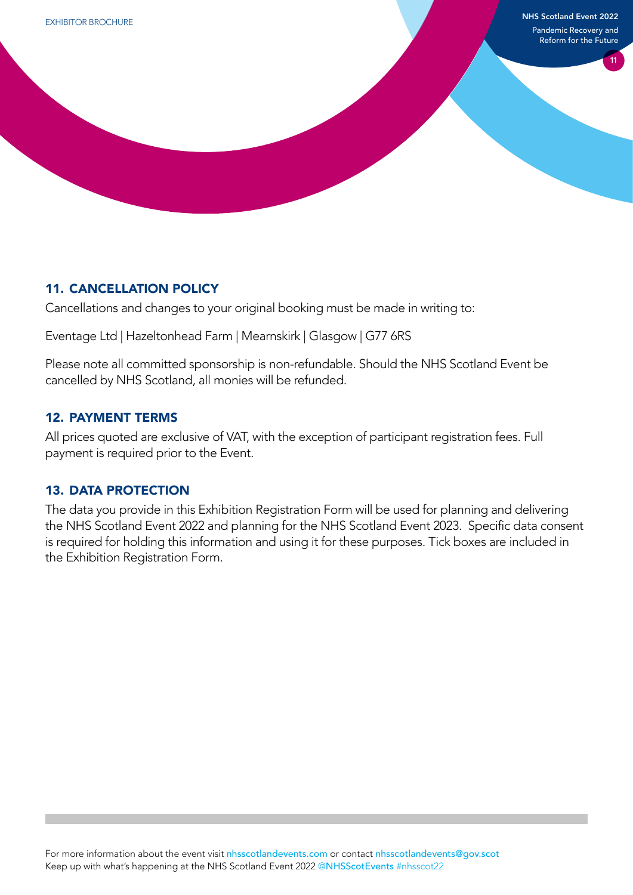## 11. CANCELLATION POLICY

Cancellations and changes to your original booking must be made in writing to:

Eventage Ltd | Hazeltonhead Farm | Mearnskirk | Glasgow | G77 6RS

Please note all committed sponsorship is non-refundable. Should the NHS Scotland Event be cancelled by NHS Scotland, all monies will be refunded.

## 12. PAYMENT TERMS

All prices quoted are exclusive of VAT, with the exception of participant registration fees. Full payment is required prior to the Event.

## 13. DATA PROTECTION

The data you provide in this Exhibition Registration Form will be used for planning and delivering the NHS Scotland Event 2022 and planning for the NHS Scotland Event 2023. Specific data consent is required for holding this information and using it for these purposes. Tick boxes are included in the Exhibition Registration Form.